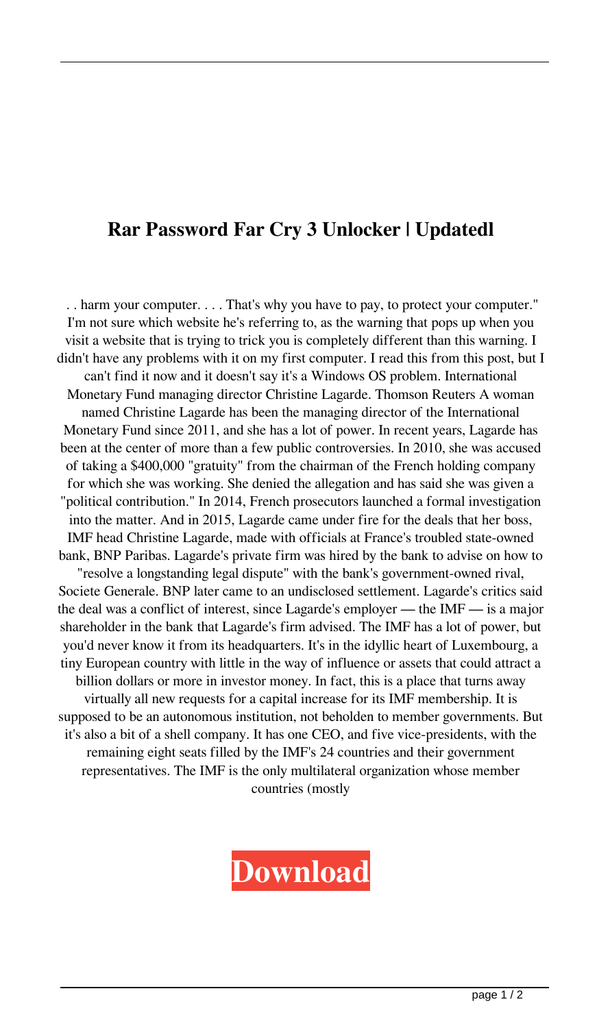# Rar Password Far Cry 3 Unlocker | Updatedl

. . harm your computer. . . . That's why you have to pay, to protect your computer." I'm not sure which website he's referring to, as the warning that pops up when you visit a website that is trying to trick you is completely different than this warning. I didn't have any problems with it on my first computer. I read this from this post, but I can't find it now and it doesn't say it's a Windows OS problem. International Monetary Fund managing director Christine Lagarde. Thomson Reuters A woman named Christine Lagarde has been the managing director of the International Monetary Fund since 2011, and she has a lot of power. In recent years, Lagarde has been at the center of more than a few public controversies. In 2010, she was accused of taking a $400,000 "gratuity" from the chairman of the French holding company for which she was working. She denied the allegation and has said she was given a "political contribution." In 2014, French prosecutors launched a formal investigation into the matter. And in 2015, Lagarde came under fire for the deals that her boss, IMF head Christine Lagarde, made with officials at France's troubled state-owned bank, BNP Paribas. Lagarde's private firm was hired by the bank to advise on how to "resolve a longstanding legal dispute" with the bank's government-owned rival, Societe Generale. BNP later came to an undisclosed settlement. Lagarde's critics said the deal was a conflict of interest, since Lagarde's employer — the IMF — is a major shareholder in the bank that Lagarde's firm advised. The IMF has a lot of power, but you'd never know it from its headquarters. It's in the idyllic heart of Luxembourg, a tiny European country with little in the way of influence or assets that could attract a billion dollars or more in investor money. In fact, this is a place that turns away virtually all new requests for a capital increase for its IMF membership. It is supposed to be an autonomous institution, not beholden to member governments. But it's also a bit of a shell company. It has one CEO, and five vice-presidents, with the remaining eight seats filled by the IMF's 24 countries and their government representatives. The IMF is the only multilateral organization whose member countries (mostly

**Download**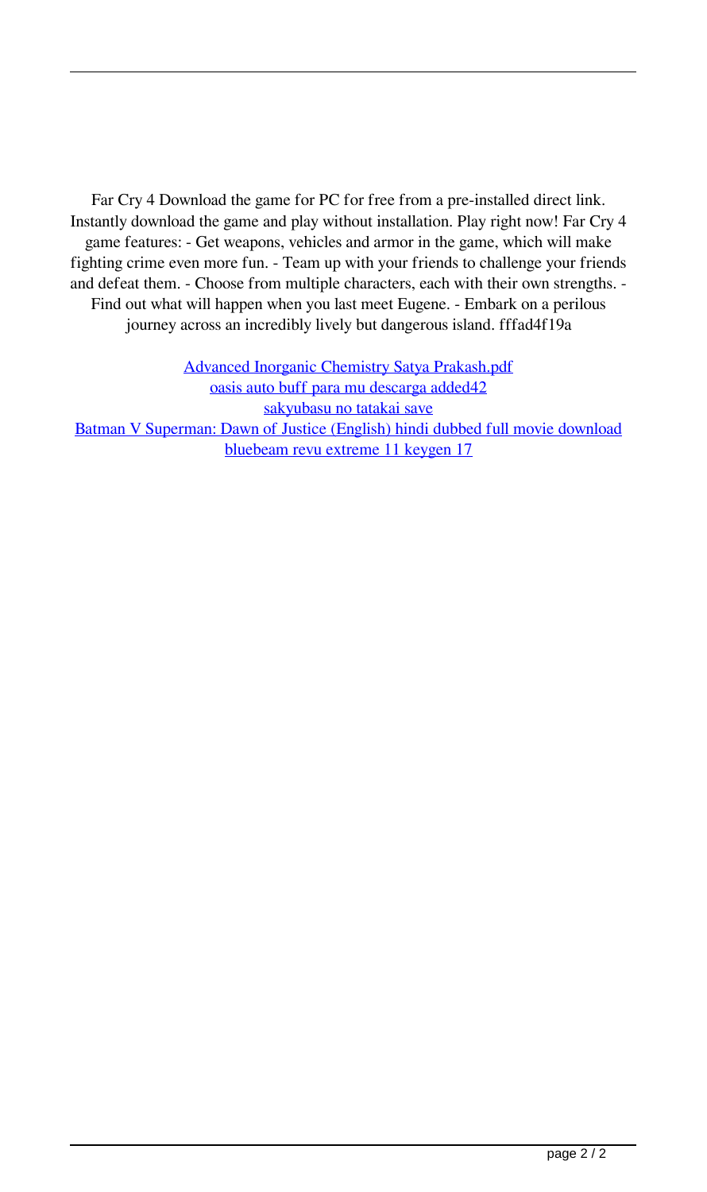Far Cry 4 Download the game for PC for free from a pre-installed direct link. Instantly download the game and play without installation. Play right now! Far Cry 4 game features: - Get weapons, vehicles and armor in the game, which will make fighting crime even more fun. - Team up with your friends to challenge your friends and defeat them. - Choose from multiple characters, each with their own strengths. - Find out what will happen when you last meet Eugene. - Embark on a perilous journey across an incredibly lively but dangerous island. fffad4f19a

Advanced Inorganic Chemistry Satya Prakash.pdf
oasis auto buff para mu descarga added42
sakyubasu no tatakai save
Batman V Superman: Dawn of Justice (English) hindi dubbed full movie download
bluebeam revu extreme 11 keygen 17